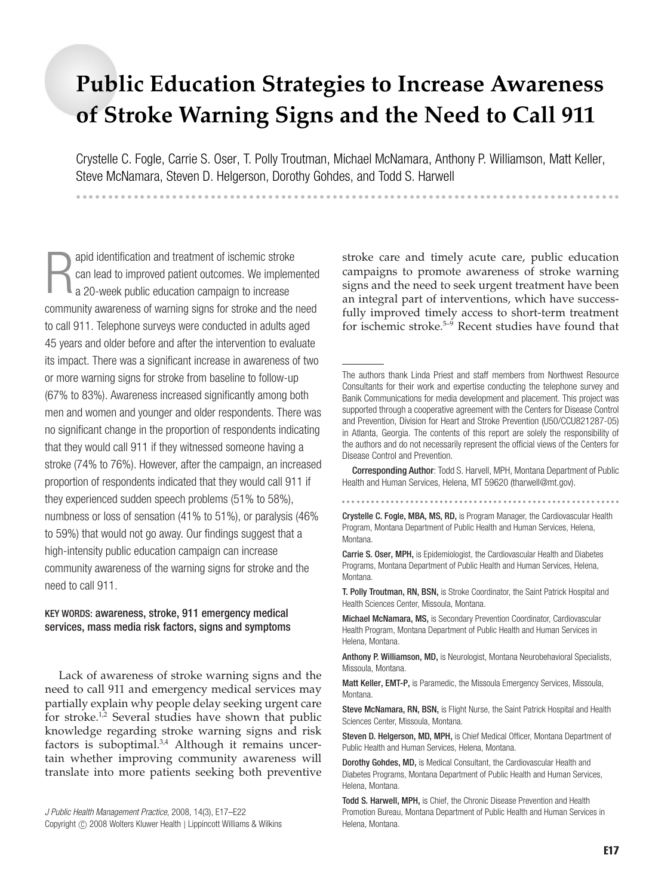# Public Education Strategies to Increase Awareness of Stroke Warning Signs and the Need to Call 911

Crystelle C. Fogle, Carrie S. Oser, T. Polly Troutman, Michael McNamara, Anthony P. Williamson, Matt Keller, Steve McNamara, Steven D. Helgerson, Dorothy Gohdes, and Todd S. Harwell

Rapid identification and treatment of ischemic stroke can lead to improved patient outcomes. We implemented a 20-week public education campaign to increase community awareness of warning signs for stroke and the need to call 911. Telephone surveys were conducted in adults aged 45 years and older before and after the intervention to evaluate its impact. There was a significant increase in awareness of two or more warning signs for stroke from baseline to follow-up (67% to 83%). Awareness increased significantly among both men and women and younger and older respondents. There was no significant change in the proportion of respondents indicating that they would call 911 if they witnessed someone having a stroke (74% to 76%). However, after the campaign, an increased proportion of respondents indicated that they would call 911 if they experienced sudden speech problems (51% to 58%), numbness or loss of sensation (41% to 51%), or paralysis (46% to 59%) that would not go away. Our findings suggest that a high-intensity public education campaign can increase community awareness of the warning signs for stroke and the need to call 911.

KEY WORDS: awareness, stroke, 911 emergency medical services, mass media risk factors, signs and symptoms

Lack of awareness of stroke warning signs and the need to call 911 and emergency medical services may partially explain why people delay seeking urgent care for stroke.[1,2] Several studies have shown that public knowledge regarding stroke warning signs and risk factors is suboptimal.[3,4] Although it remains uncertain whether improving community awareness will translate into more patients seeking both preventive stroke care and timely acute care, public education campaigns to promote awareness of stroke warning signs and the need to seek urgent treatment have been an integral part of interventions, which have successfully improved timely access to short-term treatment for ischemic stroke.[5–9] Recent studies have found that

*J Public Health Management Practice*, 2008, 14(3), E17–E22
Copyright © 2008 Wolters Kluwer Health | Lippincott Williams & Wilkins

---

The authors thank Linda Priest and staff members from Northwest Resource Consultants for their work and expertise conducting the telephone survey and Banik Communications for media development and placement. This project was supported through a cooperative agreement with the Centers for Disease Control and Prevention, Division for Heart and Stroke Prevention (U50/CCU821287-05) in Atlanta, Georgia. The contents of this report are solely the responsibility of the authors and do not necessarily represent the official views of the Centers for Disease Control and Prevention.

**Corresponding Author**: Todd S. Harvell, MPH, Montana Department of Public Health and Human Services, Helena, MT 59620 (tharwell@mt.gov).

**Crystelle C. Fogle, MBA, MS, RD,** is Program Manager, the Cardiovascular Health Program, Montana Department of Public Health and Human Services, Helena, Montana.

**Carrie S. Oser, MPH,** is Epidemiologist, the Cardiovascular Health and Diabetes Programs, Montana Department of Public Health and Human Services, Helena, Montana.

**T. Polly Troutman, RN, BSN,** is Stroke Coordinator, the Saint Patrick Hospital and Health Sciences Center, Missoula, Montana.

**Michael McNamara, MS,** is Secondary Prevention Coordinator, Cardiovascular Health Program, Montana Department of Public Health and Human Services in Helena, Montana.

**Anthony P. Williamson, MD,** is Neurologist, Montana Neurobehavioral Specialists, Missoula, Montana.

**Matt Keller, EMT-P,** is Paramedic, the Missoula Emergency Services, Missoula, Montana.

**Steve McNamara, RN, BSN,** is Flight Nurse, the Saint Patrick Hospital and Health Sciences Center, Missoula, Montana.

**Steven D. Helgerson, MD, MPH,** is Chief Medical Officer, Montana Department of Public Health and Human Services, Helena, Montana.

**Dorothy Gohdes, MD,** is Medical Consultant, the Cardiovascular Health and Diabetes Programs, Montana Department of Public Health and Human Services, Helena, Montana.

**Todd S. Harwell, MPH,** is Chief, the Chronic Disease Prevention and Health Promotion Bureau, Montana Department of Public Health and Human Services in Helena, Montana.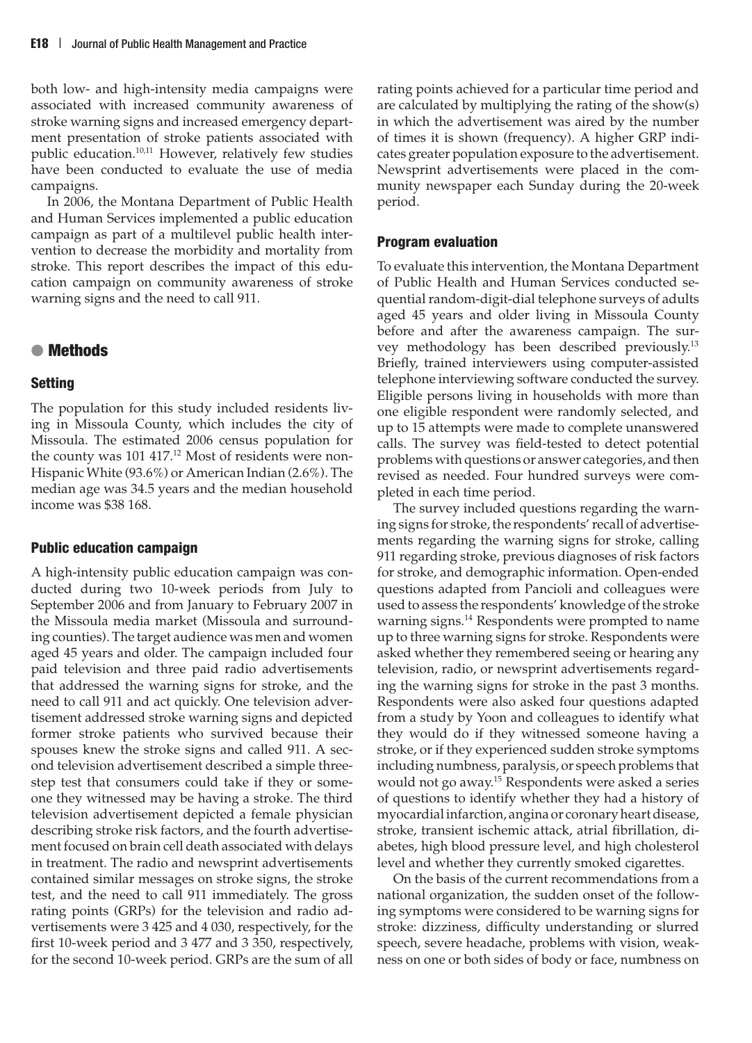both low- and high-intensity media campaigns were associated with increased community awareness of stroke warning signs and increased emergency department presentation of stroke patients associated with public education.[10,11] However, relatively few studies have been conducted to evaluate the use of media campaigns.

In 2006, the Montana Department of Public Health and Human Services implemented a public education campaign as part of a multilevel public health intervention to decrease the morbidity and mortality from stroke. This report describes the impact of this education campaign on community awareness of stroke warning signs and the need to call 911.

## Methods

### Setting

The population for this study included residents living in Missoula County, which includes the city of Missoula. The estimated 2006 census population for the county was 101 417.[12] Most of residents were non-Hispanic White (93.6%) or American Indian (2.6%). The median age was 34.5 years and the median household income was $38 168.

### Public education campaign

A high-intensity public education campaign was conducted during two 10-week periods from July to September 2006 and from January to February 2007 in the Missoula media market (Missoula and surrounding counties). The target audience was men and women aged 45 years and older. The campaign included four paid television and three paid radio advertisements that addressed the warning signs for stroke, and the need to call 911 and act quickly. One television advertisement addressed stroke warning signs and depicted former stroke patients who survived because their spouses knew the stroke signs and called 911. A second television advertisement described a simple three-step test that consumers could take if they or someone they witnessed may be having a stroke. The third television advertisement depicted a female physician describing stroke risk factors, and the fourth advertisement focused on brain cell death associated with delays in treatment. The radio and newsprint advertisements contained similar messages on stroke signs, the stroke test, and the need to call 911 immediately. The gross rating points (GRPs) for the television and radio advertisements were 3 425 and 4 030, respectively, for the first 10-week period and 3 477 and 3 350, respectively, for the second 10-week period. GRPs are the sum of all rating points achieved for a particular time period and are calculated by multiplying the rating of the show(s) in which the advertisement was aired by the number of times it is shown (frequency). A higher GRP indicates greater population exposure to the advertisement. Newsprint advertisements were placed in the community newspaper each Sunday during the 20-week period.

### Program evaluation

To evaluate this intervention, the Montana Department of Public Health and Human Services conducted sequential random-digit-dial telephone surveys of adults aged 45 years and older living in Missoula County before and after the awareness campaign. The survey methodology has been described previously.[13] Briefly, trained interviewers using computer-assisted telephone interviewing software conducted the survey. Eligible persons living in households with more than one eligible respondent were randomly selected, and up to 15 attempts were made to complete unanswered calls. The survey was field-tested to detect potential problems with questions or answer categories, and then revised as needed. Four hundred surveys were completed in each time period.

The survey included questions regarding the warning signs for stroke, the respondents' recall of advertisements regarding the warning signs for stroke, calling 911 regarding stroke, previous diagnoses of risk factors for stroke, and demographic information. Open-ended questions adapted from Pancioli and colleagues were used to assess the respondents' knowledge of the stroke warning signs.[14] Respondents were prompted to name up to three warning signs for stroke. Respondents were asked whether they remembered seeing or hearing any television, radio, or newsprint advertisements regarding the warning signs for stroke in the past 3 months. Respondents were also asked four questions adapted from a study by Yoon and colleagues to identify what they would do if they witnessed someone having a stroke, or if they experienced sudden stroke symptoms including numbness, paralysis, or speech problems that would not go away.[15] Respondents were asked a series of questions to identify whether they had a history of myocardial infarction, angina or coronary heart disease, stroke, transient ischemic attack, atrial fibrillation, diabetes, high blood pressure level, and high cholesterol level and whether they currently smoked cigarettes.

On the basis of the current recommendations from a national organization, the sudden onset of the following symptoms were considered to be warning signs for stroke: dizziness, difficulty understanding or slurred speech, severe headache, problems with vision, weakness on one or both sides of body or face, numbness on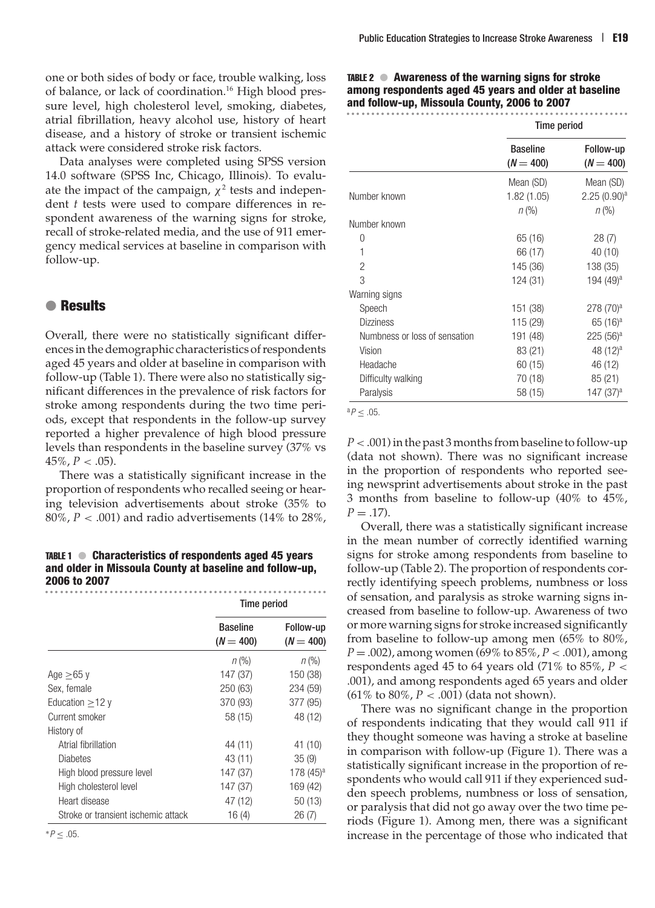one or both sides of body or face, trouble walking, loss of balance, or lack of coordination.[16] High blood pressure level, high cholesterol level, smoking, diabetes, atrial fibrillation, heavy alcohol use, history of heart disease, and a history of stroke or transient ischemic attack were considered stroke risk factors.

Data analyses were completed using SPSS version 14.0 software (SPSS Inc, Chicago, Illinois). To evaluate the impact of the campaign, $\chi^2$ tests and independent *t* tests were used to compare differences in respondent awareness of the warning signs for stroke, recall of stroke-related media, and the use of 911 emergency medical services at baseline in comparison with follow-up.

## Results

Overall, there were no statistically significant differences in the demographic characteristics of respondents aged 45 years and older at baseline in comparison with follow-up (Table 1). There were also no statistically significant differences in the prevalence of risk factors for stroke among respondents during the two time periods, except that respondents in the follow-up survey reported a higher prevalence of high blood pressure levels than respondents in the baseline survey (37% vs 45%, $P < .05$).

There was a statistically significant increase in the proportion of respondents who recalled seeing or hearing television advertisements about stroke (35% to 80%, $P < .001$) and radio advertisements (14% to 28%, $P < .001$) in the past 3 months from baseline to follow-up (data not shown). There was no significant increase in the proportion of respondents who reported seeing newsprint advertisements about stroke in the past 3 months from baseline to follow-up (40% to 45%, $P = .17$).

**TABLE 1 ● Characteristics of respondents aged 45 years and older in Missoula County at baseline and follow-up, 2006 to 2007**

| | Time period | |
|---|---|---|
| | Baseline ($N = 400$) | Follow-up ($N = 400$) |
| | *n* (%) | *n* (%) |
| Age ≥65 y | 147 (37) | 150 (38) |
| Sex, female | 250 (63) | 234 (59) |
| Education ≥12 y | 370 (93) | 377 (95) |
| Current smoker | 58 (15) | 48 (12) |
| History of | | |
| Atrial fibrillation | 44 (11) | 41 (10) |
| Diabetes | 43 (11) | 35 (9) |
| High blood pressure level | 147 (37) | 178 (45)[a] |
| High cholesterol level | 147 (37) | 169 (42) |
| Heart disease | 47 (12) | 50 (13) |
| Stroke or transient ischemic attack | 16 (4) | 26 (7) |

*$P \leq .05$.

**TABLE 2 ● Awareness of the warning signs for stroke among respondents aged 45 years and older at baseline and follow-up, Missoula County, 2006 to 2007**

| | Time period | |
|---|---|---|
| | Baseline ($N = 400$) | Follow-up ($N = 400$) |
| | Mean (SD) | Mean (SD) |
| Number known | 1.82 (1.05) | 2.25 (0.90)[a] |
| | *n* (%) | *n* (%) |
| Number known | | |
| 0 | 65 (16) | 28 (7) |
| 1 | 66 (17) | 40 (10) |
| 2 | 145 (36) | 138 (35) |
| 3 | 124 (31) | 194 (49)[a] |
| Warning signs | | |
| Speech | 151 (38) | 278 (70)[a] |
| Dizziness | 115 (29) | 65 (16)[a] |
| Numbness or loss of sensation | 191 (48) | 225 (56)[a] |
| Vision | 83 (21) | 48 (12)[a] |
| Headache | 60 (15) | 46 (12) |
| Difficulty walking | 70 (18) | 85 (21) |
| Paralysis | 58 (15) | 147 (37)[a] |

[a]$P \leq .05$.

Overall, there was a statistically significant increase in the mean number of correctly identified warning signs for stroke among respondents from baseline to follow-up (Table 2). The proportion of respondents correctly identifying speech problems, numbness or loss of sensation, and paralysis as stroke warning signs increased from baseline to follow-up. Awareness of two or more warning signs for stroke increased significantly from baseline to follow-up among men (65% to 80%, $P = .002$), among women (69% to 85%, $P < .001$), among respondents aged 45 to 64 years old (71% to 85%, $P < .001$), and among respondents aged 65 years and older (61% to 80%, $P < .001$) (data not shown).

There was no significant change in the proportion of respondents indicating that they would call 911 if they thought someone was having a stroke at baseline in comparison with follow-up (Figure 1). There was a statistically significant increase in the proportion of respondents who would call 911 if they experienced sudden speech problems, numbness or loss of sensation, or paralysis that did not go away over the two time periods (Figure 1). Among men, there was a significant increase in the percentage of those who indicated that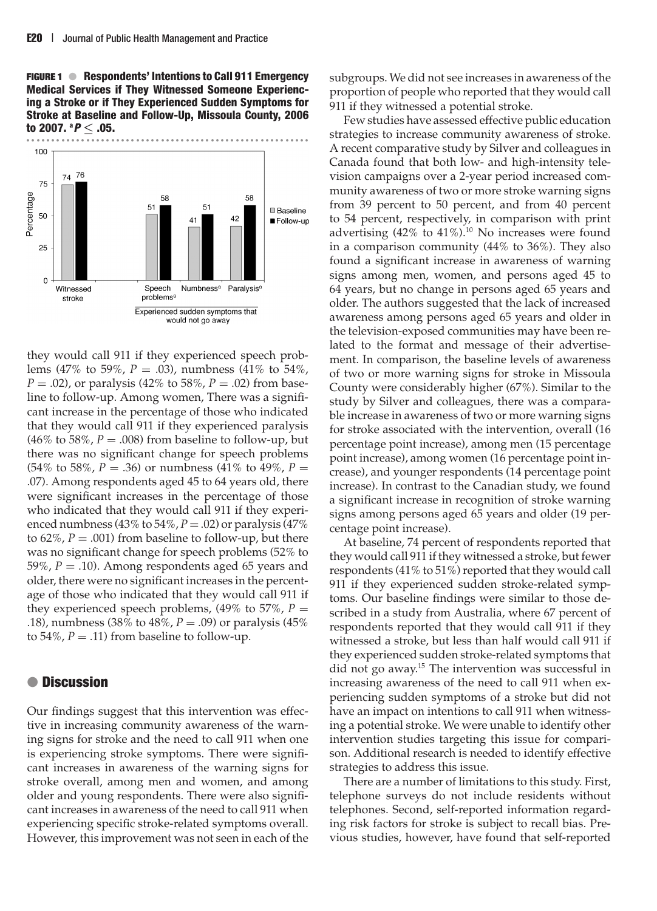**FIGURE 1 ● Respondents' Intentions to Call 911 Emergency Medical Services if They Witnessed Someone Experiencing a Stroke or if They Experienced Sudden Symptoms for Stroke at Baseline and Follow-Up, Missoula County, 2006 to 2007. ᵃ$P \leq .05$.**

they would call 911 if they experienced speech problems (47% to 59%, $P = .03$), numbness (41% to 54%, $P = .02$), or paralysis (42% to 58%, $P = .02$) from baseline to follow-up. Among women, There was a significant increase in the percentage of those who indicated that they would call 911 if they experienced paralysis (46% to 58%, $P = .008$) from baseline to follow-up, but there was no significant change for speech problems (54% to 58%, $P = .36$) or numbness (41% to 49%, $P = .07$). Among respondents aged 45 to 64 years old, there were significant increases in the percentage of those who indicated that they would call 911 if they experienced numbness (43% to 54%, $P = .02$) or paralysis (47% to 62%, $P = .001$) from baseline to follow-up, but there was no significant change for speech problems (52% to 59%, $P = .10$). Among respondents aged 65 years and older, there were no significant increases in the percentage of those who indicated that they would call 911 if they experienced speech problems, (49% to 57%, $P = .18$), numbness (38% to 48%, $P = .09$) or paralysis (45% to 54%, $P = .11$) from baseline to follow-up.

## Discussion

Our findings suggest that this intervention was effective in increasing community awareness of the warning signs for stroke and the need to call 911 when one is experiencing stroke symptoms. There were significant increases in awareness of the warning signs for stroke overall, among men and women, and among older and young respondents. There were also significant increases in awareness of the need to call 911 when experiencing specific stroke-related symptoms overall. However, this improvement was not seen in each of the subgroups. We did not see increases in awareness of the proportion of people who reported that they would call 911 if they witnessed a potential stroke.

Few studies have assessed effective public education strategies to increase community awareness of stroke. A recent comparative study by Silver and colleagues in Canada found that both low- and high-intensity television campaigns over a 2-year period increased community awareness of two or more stroke warning signs from 39 percent to 50 percent, and from 40 percent to 54 percent, respectively, in comparison with print advertising (42% to 41%).[10] No increases were found in a comparison community (44% to 36%). They also found a significant increase in awareness of warning signs among men, women, and persons aged 45 to 64 years, but no change in persons aged 65 years and older. The authors suggested that the lack of increased awareness among persons aged 65 years and older in the television-exposed communities may have been related to the format and message of their advertisement. In comparison, the baseline levels of awareness of two or more warning signs for stroke in Missoula County were considerably higher (67%). Similar to the study by Silver and colleagues, there was a comparable increase in awareness of two or more warning signs for stroke associated with the intervention, overall (16 percentage point increase), among men (15 percentage point increase), among women (16 percentage point increase), and younger respondents (14 percentage point increase). In contrast to the Canadian study, we found a significant increase in recognition of stroke warning signs among persons aged 65 years and older (19 percentage point increase).

At baseline, 74 percent of respondents reported that they would call 911 if they witnessed a stroke, but fewer respondents (41% to 51%) reported that they would call 911 if they experienced sudden stroke-related symptoms. Our baseline findings were similar to those described in a study from Australia, where 67 percent of respondents reported that they would call 911 if they witnessed a stroke, but less than half would call 911 if they experienced sudden stroke-related symptoms that did not go away.[15] The intervention was successful in increasing awareness of the need to call 911 when experiencing sudden symptoms of a stroke but did not have an impact on intentions to call 911 when witnessing a potential stroke. We were unable to identify other intervention studies targeting this issue for comparison. Additional research is needed to identify effective strategies to address this issue.

There are a number of limitations to this study. First, telephone surveys do not include residents without telephones. Second, self-reported information regarding risk factors for stroke is subject to recall bias. Previous studies, however, have found that self-reported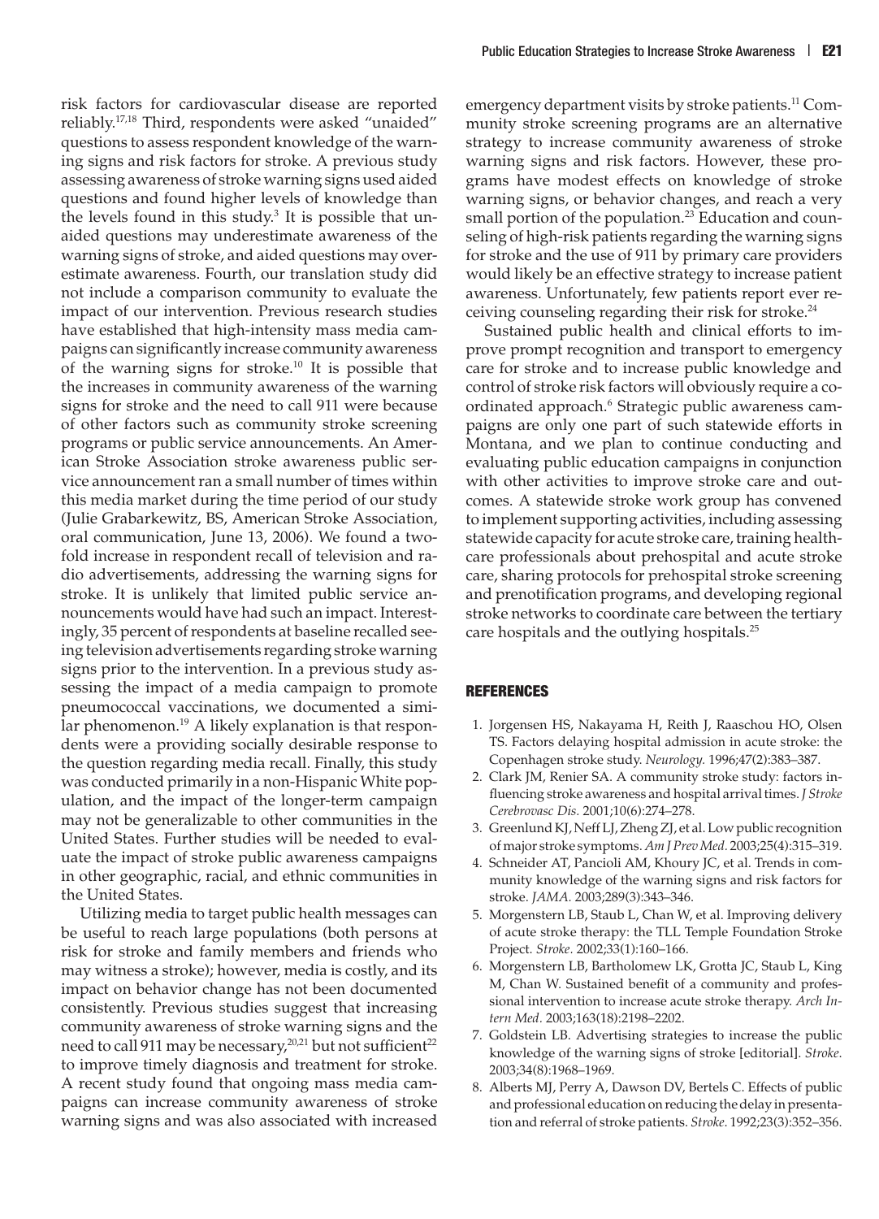risk factors for cardiovascular disease are reported reliably.[17,18] Third, respondents were asked "unaided" questions to assess respondent knowledge of the warning signs and risk factors for stroke. A previous study assessing awareness of stroke warning signs used aided questions and found higher levels of knowledge than the levels found in this study.[3] It is possible that unaided questions may underestimate awareness of the warning signs of stroke, and aided questions may overestimate awareness. Fourth, our translation study did not include a comparison community to evaluate the impact of our intervention. Previous research studies have established that high-intensity mass media campaigns can significantly increase community awareness of the warning signs for stroke.[10] It is possible that the increases in community awareness of the warning signs for stroke and the need to call 911 were because of other factors such as community stroke screening programs or public service announcements. An American Stroke Association stroke awareness public service announcement ran a small number of times within this media market during the time period of our study (Julie Grabarkewitz, BS, American Stroke Association, oral communication, June 13, 2006). We found a twofold increase in respondent recall of television and radio advertisements, addressing the warning signs for stroke. It is unlikely that limited public service announcements would have had such an impact. Interestingly, 35 percent of respondents at baseline recalled seeing television advertisements regarding stroke warning signs prior to the intervention. In a previous study assessing the impact of a media campaign to promote pneumococcal vaccinations, we documented a similar phenomenon.[19] A likely explanation is that respondents were a providing socially desirable response to the question regarding media recall. Finally, this study was conducted primarily in a non-Hispanic White population, and the impact of the longer-term campaign may not be generalizable to other communities in the United States. Further studies will be needed to evaluate the impact of stroke public awareness campaigns in other geographic, racial, and ethnic communities in the United States.

Utilizing media to target public health messages can be useful to reach large populations (both persons at risk for stroke and family members and friends who may witness a stroke); however, media is costly, and its impact on behavior change has not been documented consistently. Previous studies suggest that increasing community awareness of stroke warning signs and the need to call 911 may be necessary,[20,21] but not sufficient[22] to improve timely diagnosis and treatment for stroke. A recent study found that ongoing mass media campaigns can increase community awareness of stroke warning signs and was also associated with increased emergency department visits by stroke patients.[11] Community stroke screening programs are an alternative strategy to increase community awareness of stroke warning signs and risk factors. However, these programs have modest effects on knowledge of stroke warning signs, or behavior changes, and reach a very small portion of the population.[23] Education and counseling of high-risk patients regarding the warning signs for stroke and the use of 911 by primary care providers would likely be an effective strategy to increase patient awareness. Unfortunately, few patients report ever receiving counseling regarding their risk for stroke.[24]

Sustained public health and clinical efforts to improve prompt recognition and transport to emergency care for stroke and to increase public knowledge and control of stroke risk factors will obviously require a coordinated approach.[6] Strategic public awareness campaigns are only one part of such statewide efforts in Montana, and we plan to continue conducting and evaluating public education campaigns in conjunction with other activities to improve stroke care and outcomes. A statewide stroke work group has convened to implement supporting activities, including assessing statewide capacity for acute stroke care, training healthcare professionals about prehospital and acute stroke care, sharing protocols for prehospital stroke screening and prenotification programs, and developing regional stroke networks to coordinate care between the tertiary care hospitals and the outlying hospitals.[25]

## REFERENCES

1. Jorgensen HS, Nakayama H, Reith J, Raaschou HO, Olsen TS. Factors delaying hospital admission in acute stroke: the Copenhagen stroke study. *Neurology.* 1996;47(2):383–387.
2. Clark JM, Renier SA. A community stroke study: factors influencing stroke awareness and hospital arrival times. *J Stroke Cerebrovasc Dis.* 2001;10(6):274–278.
3. Greenlund KJ, Neff LJ, Zheng ZJ, et al. Low public recognition of major stroke symptoms. *Am J Prev Med.* 2003;25(4):315–319.
4. Schneider AT, Pancioli AM, Khoury JC, et al. Trends in community knowledge of the warning signs and risk factors for stroke. *JAMA.* 2003;289(3):343–346.
5. Morgenstern LB, Staub L, Chan W, et al. Improving delivery of acute stroke therapy: the TLL Temple Foundation Stroke Project. *Stroke.* 2002;33(1):160–166.
6. Morgenstern LB, Bartholomew LK, Grotta JC, Staub L, King M, Chan W. Sustained benefit of a community and professional intervention to increase acute stroke therapy. *Arch Intern Med.* 2003;163(18):2198–2202.
7. Goldstein LB. Advertising strategies to increase the public knowledge of the warning signs of stroke [editorial]. *Stroke.* 2003;34(8):1968–1969.
8. Alberts MJ, Perry A, Dawson DV, Bertels C. Effects of public and professional education on reducing the delay in presentation and referral of stroke patients. *Stroke.* 1992;23(3):352–356.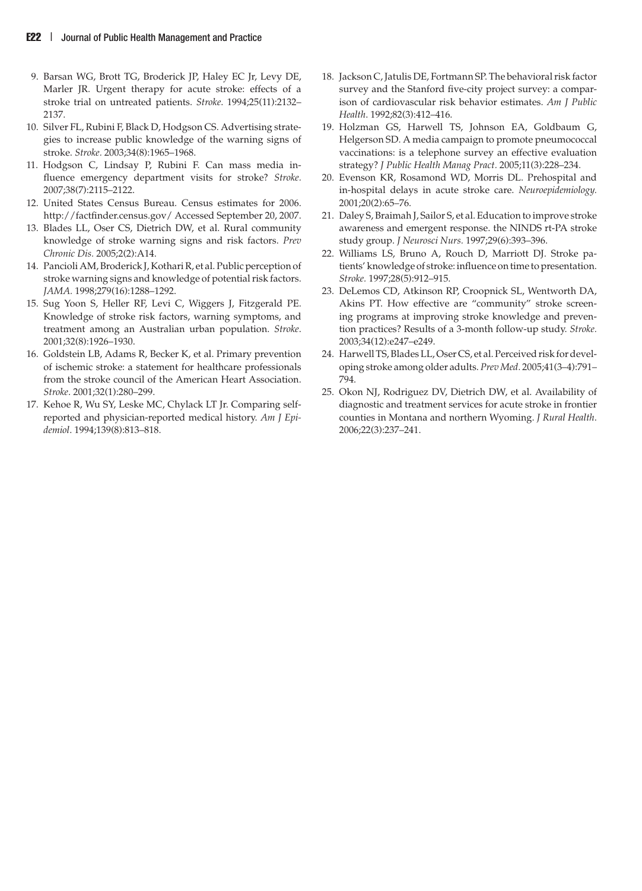9. Barsan WG, Brott TG, Broderick JP, Haley EC Jr, Levy DE, Marler JR. Urgent therapy for acute stroke: effects of a stroke trial on untreated patients. *Stroke*. 1994;25(11):2132–2137.
10. Silver FL, Rubini F, Black D, Hodgson CS. Advertising strategies to increase public knowledge of the warning signs of stroke. *Stroke*. 2003;34(8):1965–1968.
11. Hodgson C, Lindsay P, Rubini F. Can mass media influence emergency department visits for stroke? *Stroke*. 2007;38(7):2115–2122.
12. United States Census Bureau. Census estimates for 2006. http://factfinder.census.gov/ Accessed September 20, 2007.
13. Blades LL, Oser CS, Dietrich DW, et al. Rural community knowledge of stroke warning signs and risk factors. *Prev Chronic Dis*. 2005;2(2):A14.
14. Pancioli AM, Broderick J, Kothari R, et al. Public perception of stroke warning signs and knowledge of potential risk factors. *JAMA*. 1998;279(16):1288–1292.
15. Sug Yoon S, Heller RF, Levi C, Wiggers J, Fitzgerald PE. Knowledge of stroke risk factors, warning symptoms, and treatment among an Australian urban population. *Stroke*. 2001;32(8):1926–1930.
16. Goldstein LB, Adams R, Becker K, et al. Primary prevention of ischemic stroke: a statement for healthcare professionals from the stroke council of the American Heart Association. *Stroke*. 2001;32(1):280–299.
17. Kehoe R, Wu SY, Leske MC, Chylack LT Jr. Comparing self-reported and physician-reported medical history. *Am J Epidemiol*. 1994;139(8):813–818.
18. Jackson C, Jatulis DE, Fortmann SP. The behavioral risk factor survey and the Stanford five-city project survey: a comparison of cardiovascular risk behavior estimates. *Am J Public Health*. 1992;82(3):412–416.
19. Holzman GS, Harwell TS, Johnson EA, Goldbaum G, Helgerson SD. A media campaign to promote pneumococcal vaccinations: is a telephone survey an effective evaluation strategy? *J Public Health Manag Pract*. 2005;11(3):228–234.
20. Evenson KR, Rosamond WD, Morris DL. Prehospital and in-hospital delays in acute stroke care. *Neuroepidemiology*. 2001;20(2):65–76.
21. Daley S, Braimah J, Sailor S, et al. Education to improve stroke awareness and emergent response. the NINDS rt-PA stroke study group. *J Neurosci Nurs*. 1997;29(6):393–396.
22. Williams LS, Bruno A, Rouch D, Marriott DJ. Stroke patients' knowledge of stroke: influence on time to presentation. *Stroke*. 1997;28(5):912–915.
23. DeLemos CD, Atkinson RP, Croopnick SL, Wentworth DA, Akins PT. How effective are "community" stroke screening programs at improving stroke knowledge and prevention practices? Results of a 3-month follow-up study. *Stroke*. 2003;34(12):e247–e249.
24. Harwell TS, Blades LL, Oser CS, et al. Perceived risk for developing stroke among older adults. *Prev Med*. 2005;41(3–4):791–794.
25. Okon NJ, Rodriguez DV, Dietrich DW, et al. Availability of diagnostic and treatment services for acute stroke in frontier counties in Montana and northern Wyoming. *J Rural Health*. 2006;22(3):237–241.